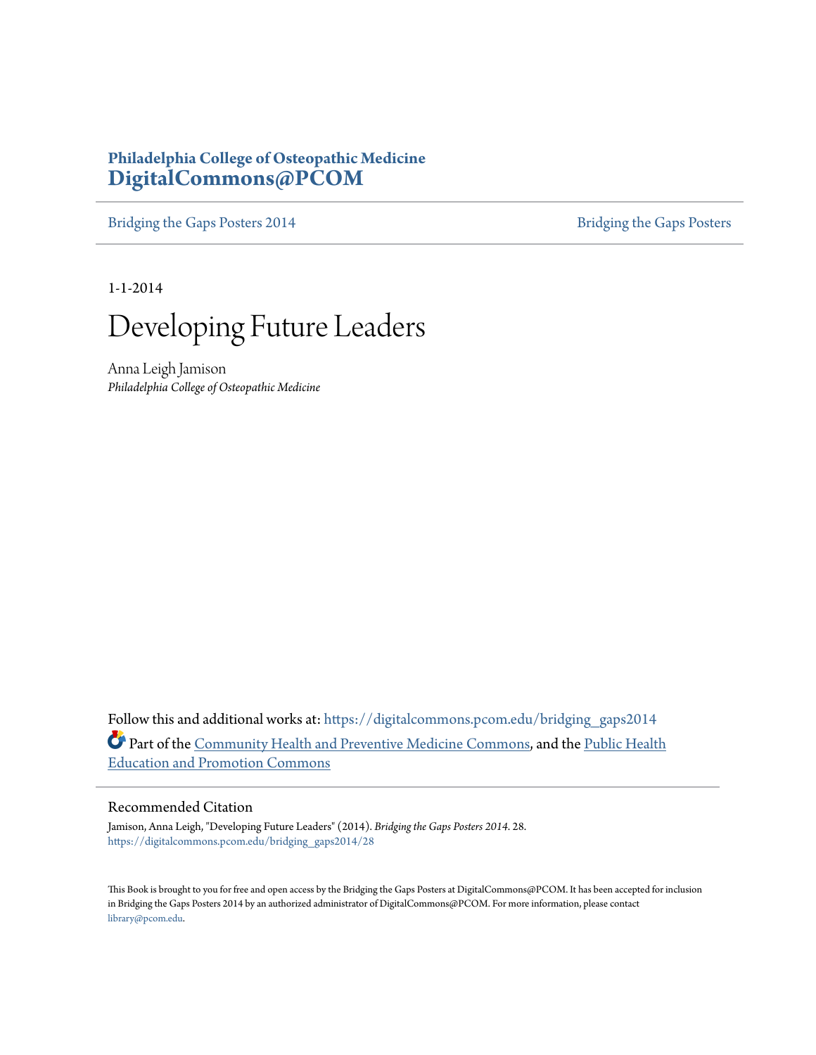**Philadelphia College of Osteopathic Medicine**
**DigitalCommons@PCOM**

Bridging the Gaps Posters 2014 | Bridging the Gaps Posters

1-1-2014

# Developing Future Leaders

Anna Leigh Jamison
*Philadelphia College of Osteopathic Medicine*

Follow this and additional works at: https://digitalcommons.pcom.edu/bridging_gaps2014

Part of the Community Health and Preventive Medicine Commons, and the Public Health Education and Promotion Commons

## Recommended Citation

Jamison, Anna Leigh, "Developing Future Leaders" (2014). *Bridging the Gaps Posters 2014*. 28.
https://digitalcommons.pcom.edu/bridging_gaps2014/28

This Book is brought to you for free and open access by the Bridging the Gaps Posters at DigitalCommons@PCOM. It has been accepted for inclusion in Bridging the Gaps Posters 2014 by an authorized administrator of DigitalCommons@PCOM. For more information, please contact library@pcom.edu.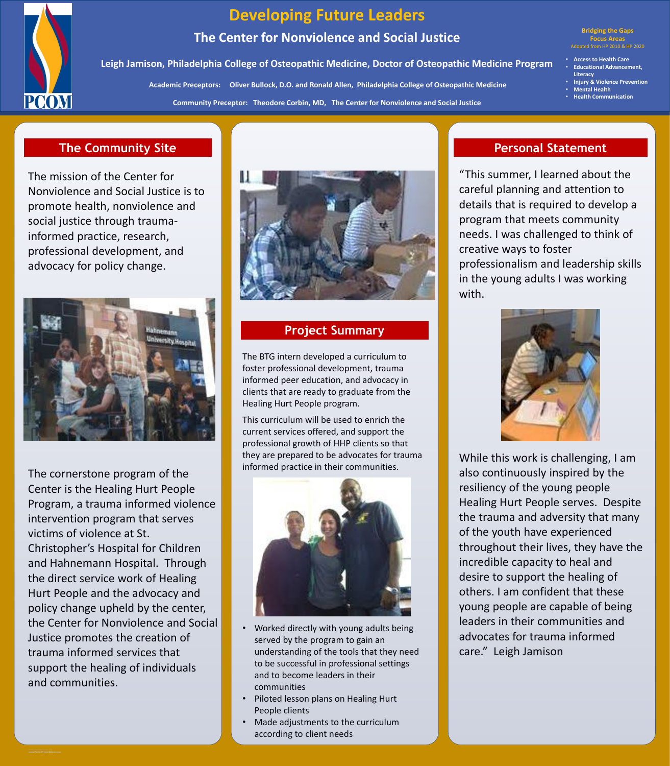# Developing Future Leaders

## The Center for Nonviolence and Social Justice

**Leigh Jamison, Philadelphia College of Osteopathic Medicine, Doctor of Osteopathic Medicine Program**

**Academic Preceptors:** Oliver Bullock, D.O. and Ronald Allen, Philadelphia College of Osteopathic Medicine

**Community Preceptor:** Theodore Corbin, MD, The Center for Nonviolence and Social Justice

**Bridging the Gaps Focus Areas**
Adopted from HP 2010 & HP 2020

- Access to Health Care
- Educational Advancement, Literacy
- Injury & Violence Prevention
- Mental Health
- Health Communication

## The Community Site

The mission of the Center for Nonviolence and Social Justice is to promote health, nonviolence and social justice through trauma-informed practice, research, professional development, and advocacy for policy change.

The cornerstone program of the Center is the Healing Hurt People Program, a trauma informed violence intervention program that serves victims of violence at St. Christopher's Hospital for Children and Hahnemann Hospital. Through the direct service work of Healing Hurt People and the advocacy and policy change upheld by the center, the Center for Nonviolence and Social Justice promotes the creation of trauma informed services that support the healing of individuals and communities.

## Project Summary

The BTG intern developed a curriculum to foster professional development, trauma informed peer education, and advocacy in clients that are ready to graduate from the Healing Hurt People program.

This curriculum will be used to enrich the current services offered, and support the professional growth of HHP clients so that they are prepared to be advocates for trauma informed practice in their communities.

- Worked directly with young adults being served by the program to gain an understanding of the tools that they need to be successful in professional settings and to become leaders in their communities
- Piloted lesson plans on Healing Hurt People clients
- Made adjustments to the curriculum according to client needs

## Personal Statement

"This summer, I learned about the careful planning and attention to details that is required to develop a program that meets community needs. I was challenged to think of creative ways to foster professionalism and leadership skills in the young adults I was working with.

While this work is challenging, I am also continuously inspired by the resiliency of the young people Healing Hurt People serves. Despite the trauma and adversity that many of the youth have experienced throughout their lives, they have the incredible capacity to heal and desire to support the healing of others. I am confident that these young people are capable of being leaders in their communities and advocates for trauma informed care." Leigh Jamison